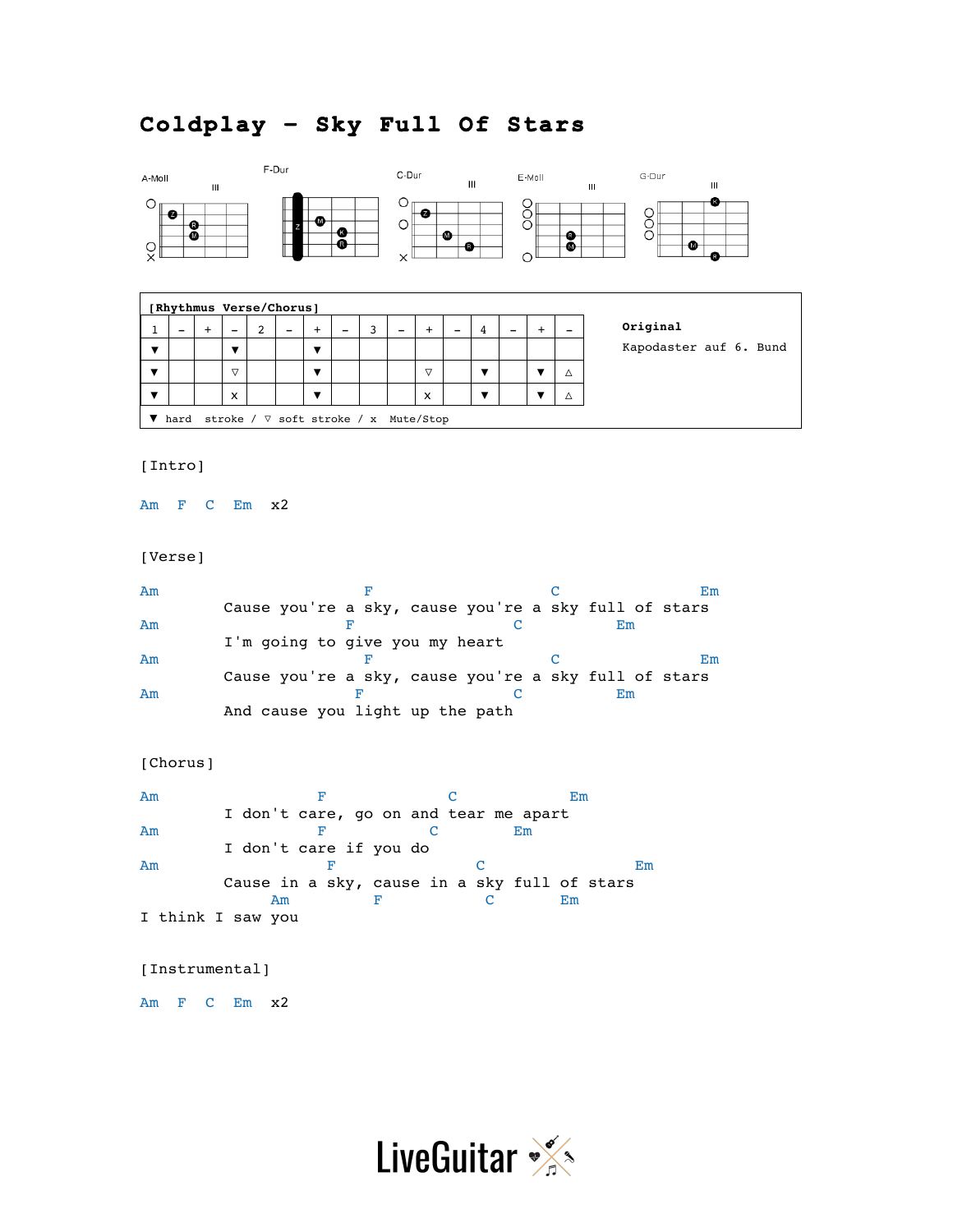# Coldplay - Sky Full Of Stars

A-Moll F-Dur C-Dur E-Moll G-Dur

**[Rhythmus Verse/Chorus]**

| 1 | – | + | – | 2 | – | + | – | 3 | – | + | – | 4 | – | + | – |
|---|---|---|---|---|---|---|---|---|---|---|---|---|---|---|---|
| ▼ | | | ▼ | | | ▼ | | | | | | | | | |
| ▼ | | | ▽ | | | ▼ | | | | ▽ | | ▼ | | ▼ | △ |
| ▼ | | | x | | | ▼ | | | | x | | ▼ | | ▼ | △ |

▼ hard stroke / ▽ soft stroke / x Mute/Stop

**Original**
Kapodaster auf 6. Bund

[Intro]

```
Am  F  C  Em  x2
```

[Verse]

```
Am                      F                   C               Em
         Cause you're a sky, cause you're a sky full of stars
Am                    F                 C          Em
         I'm going to give you my heart
Am                      F                   C               Em
         Cause you're a sky, cause you're a sky full of stars
Am                     F                C          Em
         And cause you light up the path
```

[Chorus]

```
Am                 F             C            Em
         I don't care, go on and tear me apart
Am                 F           C          Em
         I don't care if you do
Am                  F              C                Em
         Cause in a sky, cause in a sky full of stars
              Am         F           C        Em
I think I saw you
```

[Instrumental]

```
Am  F  C  Em  x2
```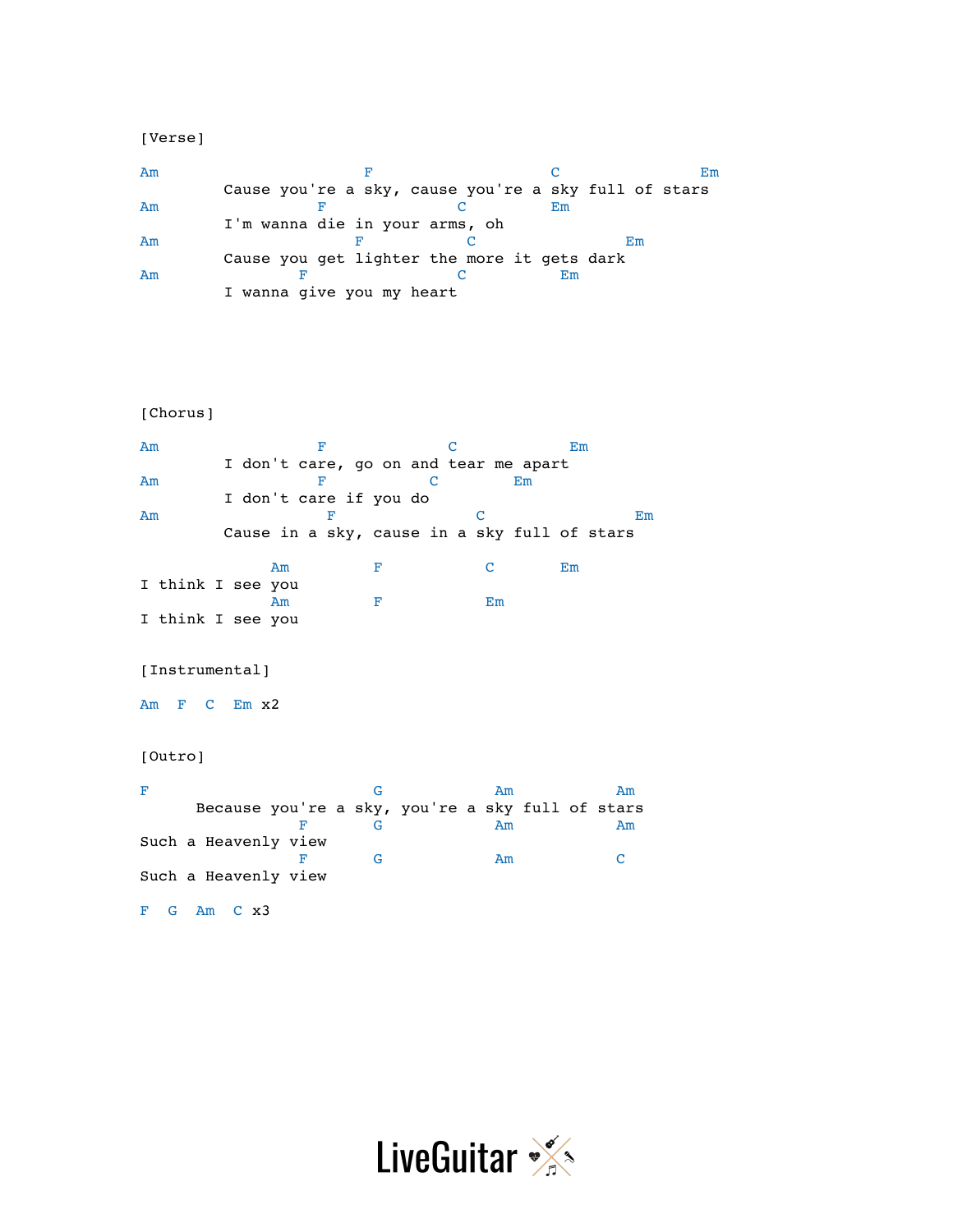[Verse]

```
Am                       F                   C                Em
         Cause you're a sky, cause you're a sky full of stars
Am                  F             C          Em
         I'm wanna die in your arms, oh
Am                      F            C                 Em
         Cause you get lighter the more it gets dark
Am                F                C           Em
         I wanna give you my heart
```

[Chorus]

```
Am                  F             C             Em
         I don't care, go on and tear me apart
Am                  F          C        Em
         I don't care if you do
Am                   F                C                  Em
         Cause in a sky, cause in a sky full of stars

              Am         F           C       Em
I think I see you
              Am         F           Em
I think I see you
```

[Instrumental]

```
Am  F  C  Em x2
```

[Outro]

```
F                        G            Am           Am
      Because you're a sky, you're a sky full of stars
                 F       G            Am           Am
Such a Heavenly view
                 F       G            Am           C
Such a Heavenly view

F  G  Am  C x3
```